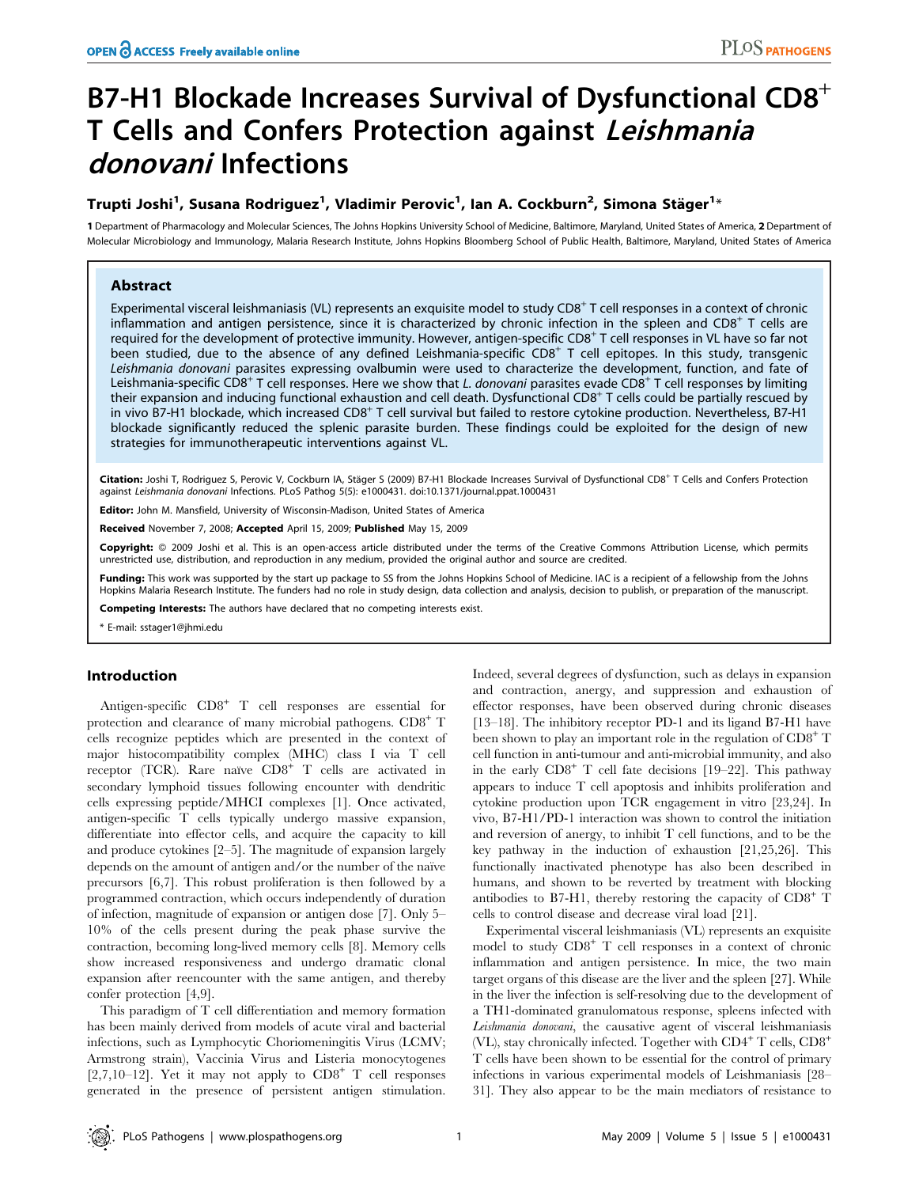# B7-H1 Blockade Increases Survival of Dysfunctional $CD8^+$ T Cells and Confers Protection against *Leishmania donovani* Infections

**Trupti Joshi[1], Susana Rodriguez[1], Vladimir Perovic[1], Ian A. Cockburn[2], Simona Stäger[1]***

1 Department of Pharmacology and Molecular Sciences, The Johns Hopkins University School of Medicine, Baltimore, Maryland, United States of America, 2 Department of Molecular Microbiology and Immunology, Malaria Research Institute, Johns Hopkins Bloomberg School of Public Health, Baltimore, Maryland, United States of America

## Abstract

Experimental visceral leishmaniasis (VL) represents an exquisite model to study $CD8^+$ T cell responses in a context of chronic inflammation and antigen persistence, since it is characterized by chronic infection in the spleen and $CD8^+$ T cells are required for the development of protective immunity. However, antigen-specific $CD8^+$ T cell responses in VL have so far not been studied, due to the absence of any defined Leishmania-specific $CD8^+$ T cell epitopes. In this study, transgenic *Leishmania donovani* parasites expressing ovalbumin were used to characterize the development, function, and fate of Leishmania-specific $CD8^+$ T cell responses. Here we show that *L. donovani* parasites evade $CD8^+$ T cell responses by limiting their expansion and inducing functional exhaustion and cell death. Dysfunctional $CD8^+$ T cells could be partially rescued by in vivo B7-H1 blockade, which increased $CD8^+$ T cell survival but failed to restore cytokine production. Nevertheless, B7-H1 blockade significantly reduced the splenic parasite burden. These findings could be exploited for the design of new strategies for immunotherapeutic interventions against VL.

**Citation:** Joshi T, Rodriguez S, Perovic V, Cockburn IA, Stäger S (2009) B7-H1 Blockade Increases Survival of Dysfunctional $CD8^+$ T Cells and Confers Protection against *Leishmania donovani* Infections. PLoS Pathog 5(5): e1000431. doi:10.1371/journal.ppat.1000431

**Editor:** John M. Mansfield, University of Wisconsin-Madison, United States of America

**Received** November 7, 2008; **Accepted** April 15, 2009; **Published** May 15, 2009

**Copyright:** © 2009 Joshi et al. This is an open-access article distributed under the terms of the Creative Commons Attribution License, which permits unrestricted use, distribution, and reproduction in any medium, provided the original author and source are credited.

**Funding:** This work was supported by the start up package to SS from the Johns Hopkins School of Medicine. IAC is a recipient of a fellowship from the Johns Hopkins Malaria Research Institute. The funders had no role in study design, data collection and analysis, decision to publish, or preparation of the manuscript.

**Competing Interests:** The authors have declared that no competing interests exist.

* E-mail: sstager1@jhmi.edu

## Introduction

Antigen-specific $CD8^+$ T cell responses are essential for protection and clearance of many microbial pathogens. $CD8^+$ T cells recognize peptides which are presented in the context of major histocompatibility complex (MHC) class I via T cell receptor (TCR). Rare naïve $CD8^+$ T cells are activated in secondary lymphoid tissues following encounter with dendritic cells expressing peptide/MHCI complexes [1]. Once activated, antigen-specific T cells typically undergo massive expansion, differentiate into effector cells, and acquire the capacity to kill and produce cytokines [2–5]. The magnitude of expansion largely depends on the amount of antigen and/or the number of the naïve precursors [6,7]. This robust proliferation is then followed by a programmed contraction, which occurs independently of duration of infection, magnitude of expansion or antigen dose [7]. Only 5–10% of the cells present during the peak phase survive the contraction, becoming long-lived memory cells [8]. Memory cells show increased responsiveness and undergo dramatic clonal expansion after reencounter with the same antigen, and thereby confer protection [4,9].

This paradigm of T cell differentiation and memory formation has been mainly derived from models of acute viral and bacterial infections, such as Lymphocytic Choriomeningitis Virus (LCMV; Armstrong strain), Vaccinia Virus and Listeria monocytogenes [2,7,10–12]. Yet it may not apply to $CD8^+$ T cell responses generated in the presence of persistent antigen stimulation. Indeed, several degrees of dysfunction, such as delays in expansion and contraction, anergy, and suppression and exhaustion of effector responses, have been observed during chronic diseases [13–18]. The inhibitory receptor PD-1 and its ligand B7-H1 have been shown to play an important role in the regulation of $CD8^+$ T cell function in anti-tumour and anti-microbial immunity, and also in the early $CD8^+$ T cell fate decisions [19–22]. This pathway appears to induce T cell apoptosis and inhibits proliferation and cytokine production upon TCR engagement in vitro [23,24]. In vivo, B7-H1/PD-1 interaction was shown to control the initiation and reversion of anergy, to inhibit T cell functions, and to be the key pathway in the induction of exhaustion [21,25,26]. This functionally inactivated phenotype has also been described in humans, and shown to be reverted by treatment with blocking antibodies to B7-H1, thereby restoring the capacity of $CD8^+$ T cells to control disease and decrease viral load [21].

Experimental visceral leishmaniasis (VL) represents an exquisite model to study $CD8^+$ T cell responses in a context of chronic inflammation and antigen persistence. In mice, the two main target organs of this disease are the liver and the spleen [27]. While in the liver the infection is self-resolving due to the development of a TH1-dominated granulomatous response, spleens infected with *Leishmania donovani*, the causative agent of visceral leishmaniasis (VL), stay chronically infected. Together with $CD4^+$ T cells, $CD8^+$ T cells have been shown to be essential for the control of primary infections in various experimental models of Leishmaniasis [28–31]. They also appear to be the main mediators of resistance to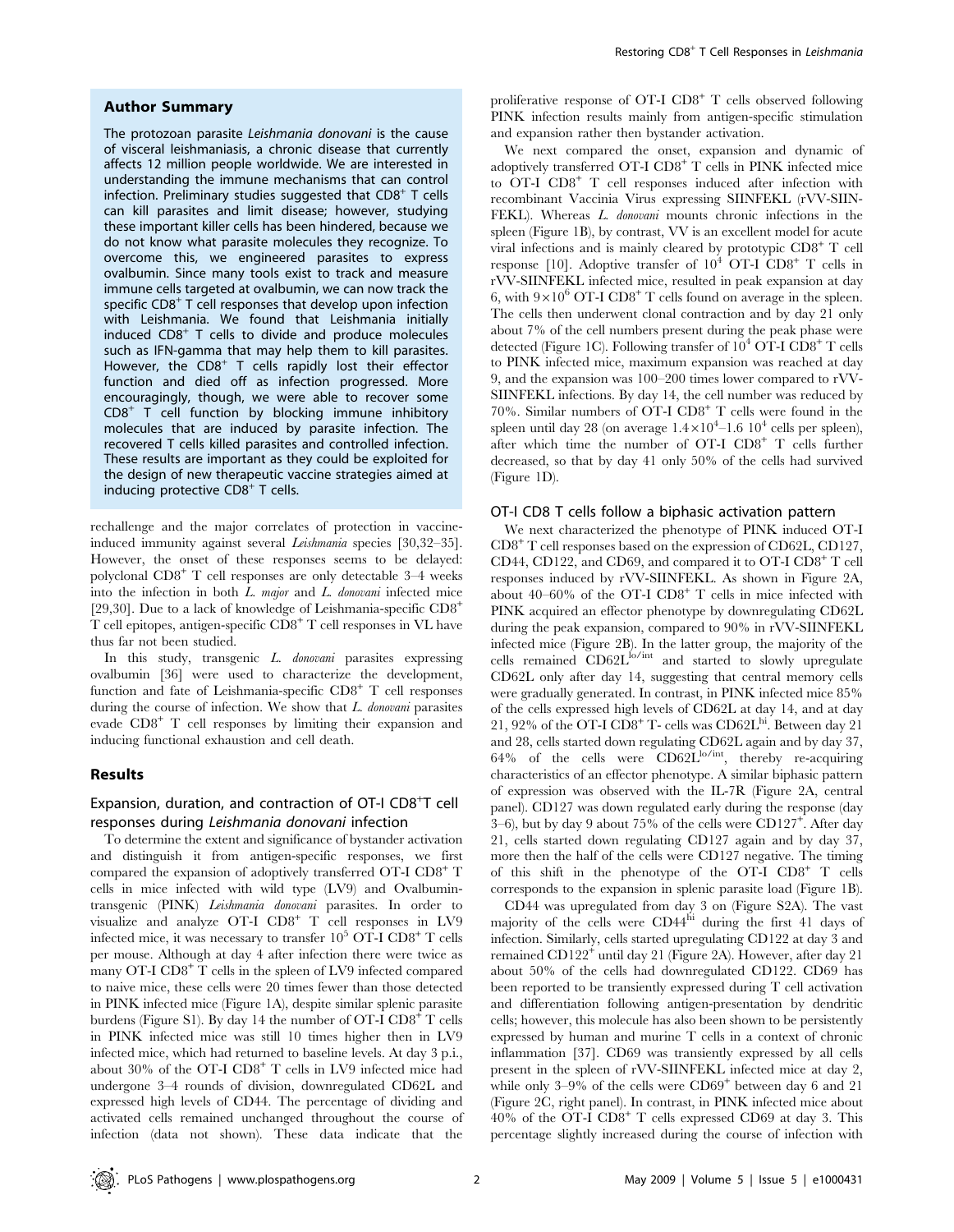## Author Summary

The protozoan parasite *Leishmania donovani* is the cause of visceral leishmaniasis, a chronic disease that currently affects 12 million people worldwide. We are interested in understanding the immune mechanisms that can control infection. Preliminary studies suggested that $CD8^+$ T cells can kill parasites and limit disease; however, studying these important killer cells has been hindered, because we do not know what parasite molecules they recognize. To overcome this, we engineered parasites to express ovalbumin. Since many tools exist to track and measure immune cells targeted at ovalbumin, we can now track the specific $CD8^+$ T cell responses that develop upon infection with Leishmania. We found that Leishmania initially induced $CD8^+$ T cells to divide and produce molecules such as IFN-gamma that may help them to kill parasites. However, the $CD8^+$ T cells rapidly lost their effector function and died off as infection progressed. More encouragingly, though, we were able to recover some $CD8^+$ T cell function by blocking immune inhibitory molecules that are induced by parasite infection. The recovered T cells killed parasites and controlled infection. These results are important as they could be exploited for the design of new therapeutic vaccine strategies aimed at inducing protective $CD8^+$ T cells.

rechallenge and the major correlates of protection in vaccine-induced immunity against several *Leishmania* species [30,32–35]. However, the onset of these responses seems to be delayed: polyclonal $CD8^+$ T cell responses are only detectable 3–4 weeks into the infection in both *L. major* and *L. donovani* infected mice [29,30]. Due to a lack of knowledge of Leishmania-specific $CD8^+$ T cell epitopes, antigen-specific $CD8^+$ T cell responses in VL have thus far not been studied.

In this study, transgenic *L. donovani* parasites expressing ovalbumin [36] were used to characterize the development, function and fate of Leishmania-specific $CD8^+$ T cell responses during the course of infection. We show that *L. donovani* parasites evade $CD8^+$ T cell responses by limiting their expansion and inducing functional exhaustion and cell death.

## Results

### Expansion, duration, and contraction of OT-I $CD8^+$T cell responses during *Leishmania donovani* infection

To determine the extent and significance of bystander activation and distinguish it from antigen-specific responses, we first compared the expansion of adoptively transferred OT-I $CD8^+$ T cells in mice infected with wild type (LV9) and Ovalbumin-transgenic (PINK) *Leishmania donovani* parasites. In order to visualize and analyze OT-I $CD8^+$ T cell responses in LV9 infected mice, it was necessary to transfer $10^5$ OT-I $CD8^+$ T cells per mouse. Although at day 4 after infection there were twice as many OT-I $CD8^+$ T cells in the spleen of LV9 infected compared to naive mice, these cells were 20 times fewer than those detected in PINK infected mice (Figure 1A), despite similar splenic parasite burdens (Figure S1). By day 14 the number of OT-I $CD8^+$ T cells in PINK infected mice was still 10 times higher then in LV9 infected mice, which had returned to baseline levels. At day 3 p.i., about 30% of the OT-I $CD8^+$ T cells in LV9 infected mice had undergone 3–4 rounds of division, downregulated CD62L and expressed high levels of CD44. The percentage of dividing and activated cells remained unchanged throughout the course of infection (data not shown). These data indicate that the proliferative response of OT-I $CD8^+$ T cells observed following PINK infection results mainly from antigen-specific stimulation and expansion rather then bystander activation.

We next compared the onset, expansion and dynamic of adoptively transferred OT-I $CD8^+$ T cells in PINK infected mice to OT-I $CD8^+$ T cell responses induced after infection with recombinant Vaccinia Virus expressing SIINFEKL (rVV-SIINFEKL). Whereas *L. donovani* mounts chronic infections in the spleen (Figure 1B), by contrast, VV is an excellent model for acute viral infections and is mainly cleared by prototypic $CD8^+$ T cell response [10]. Adoptive transfer of $10^4$ OT-I $CD8^+$ T cells in rVV-SIINFEKL infected mice, resulted in peak expansion at day 6, with $9\times10^6$ OT-I $CD8^+$ T cells found on average in the spleen. The cells then underwent clonal contraction and by day 21 only about 7% of the cell numbers present during the peak phase were detected (Figure 1C). Following transfer of $10^4$ OT-I $CD8^+$ T cells to PINK infected mice, maximum expansion was reached at day 9, and the expansion was 100–200 times lower compared to rVV-SIINFEKL infections. By day 14, the cell number was reduced by 70%. Similar numbers of OT-I $CD8^+$ T cells were found in the spleen until day 28 (on average $1.4\times10^4$–$1.6\ 10^4$ cells per spleen), after which time the number of OT-I $CD8^+$ T cells further decreased, so that by day 41 only 50% of the cells had survived (Figure 1D).

### OT-I CD8 T cells follow a biphasic activation pattern

We next characterized the phenotype of PINK induced OT-I $CD8^+$ T cell responses based on the expression of CD62L, CD127, CD44, CD122, and CD69, and compared it to OT-I $CD8^+$ T cell responses induced by rVV-SIINFEKL. As shown in Figure 2A, about 40–60% of the OT-I $CD8^+$ T cells in mice infected with PINK acquired an effector phenotype by downregulating CD62L during the peak expansion, compared to 90% in rVV-SIINFEKL infected mice (Figure 2B). In the latter group, the majority of the cells remained $CD62L^{lo/int}$ and started to slowly upregulate CD62L only after day 14, suggesting that central memory cells were gradually generated. In contrast, in PINK infected mice 85% of the cells expressed high levels of CD62L at day 14, and at day 21, 92% of the OT-I $CD8^+$ T- cells was $CD62L^{hi}$. Between day 21 and 28, cells started down regulating CD62L again and by day 37, 64% of the cells were $CD62L^{lo/int}$, thereby re-acquiring characteristics of an effector phenotype. A similar biphasic pattern of expression was observed with the IL-7R (Figure 2A, central panel). CD127 was down regulated early during the response (day 3–6), but by day 9 about 75% of the cells were $CD127^+$. After day 21, cells started down regulating CD127 again and by day 37, more then the half of the cells were CD127 negative. The timing of this shift in the phenotype of the OT-I $CD8^+$ T cells corresponds to the expansion in splenic parasite load (Figure 1B).

CD44 was upregulated from day 3 on (Figure S2A). The vast majority of the cells were $CD44^{hi}$ during the first 41 days of infection. Similarly, cells started upregulating CD122 at day 3 and remained $CD122^+$ until day 21 (Figure 2A). However, after day 21 about 50% of the cells had downregulated CD122. CD69 has been reported to be transiently expressed during T cell activation and differentiation following antigen-presentation by dendritic cells; however, this molecule has also been shown to be persistently expressed by human and murine T cells in a context of chronic inflammation [37]. CD69 was transiently expressed by all cells present in the spleen of rVV-SIINFEKL infected mice at day 2, while only 3–9% of the cells were $CD69^+$ between day 6 and 21 (Figure 2C, right panel). In contrast, in PINK infected mice about 40% of the OT-I $CD8^+$ T cells expressed CD69 at day 3. This percentage slightly increased during the course of infection with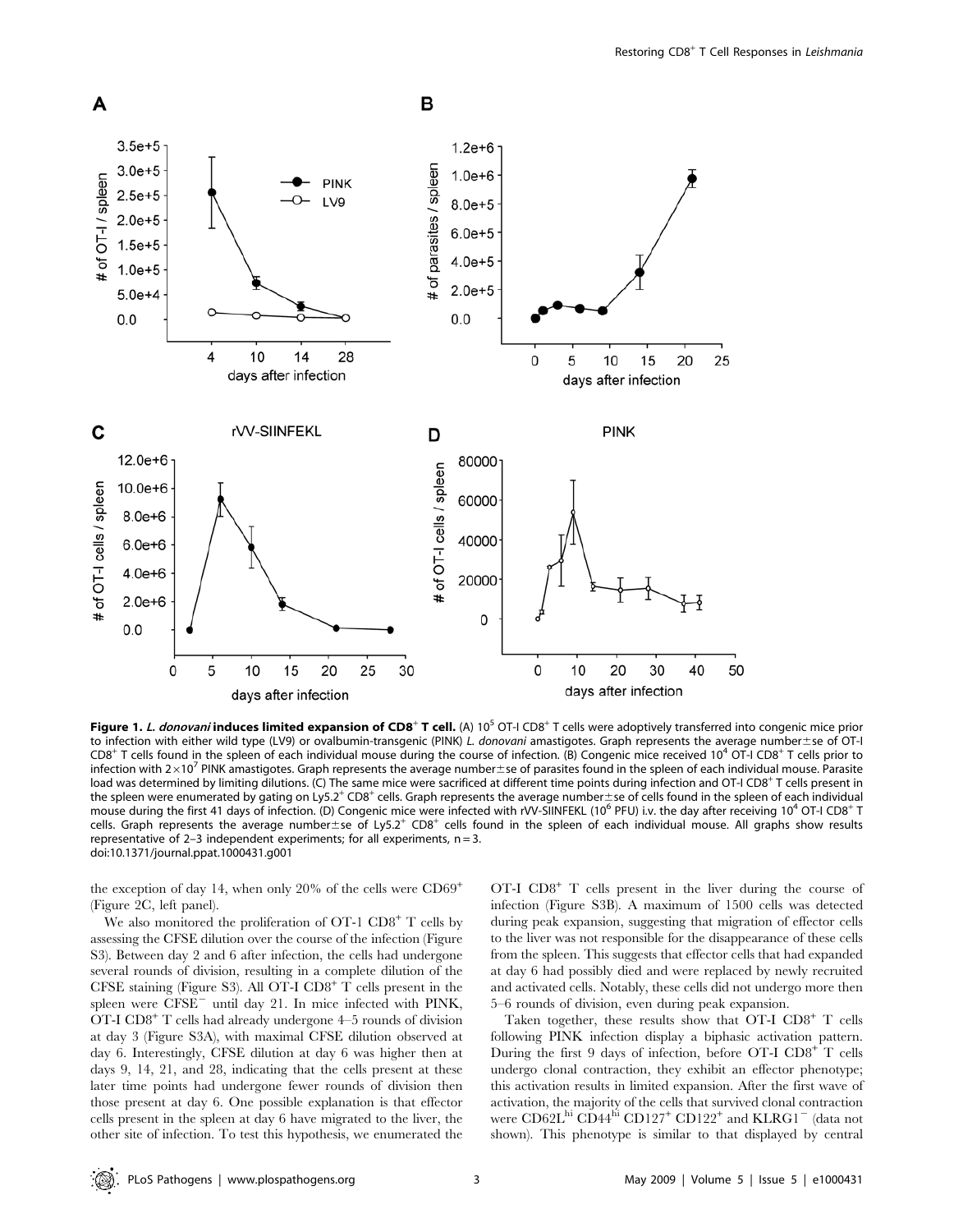**Figure 1. *L. donovani* induces limited expansion of CD8$^+$ T cell.** (A) $10^5$ OT-I CD8$^+$ T cells were adoptively transferred into congenic mice prior to infection with either wild type (LV9) or ovalbumin-transgenic (PINK) *L. donovani* amastigotes. Graph represents the average number±se of OT-I CD8$^+$ T cells found in the spleen of each individual mouse during the course of infection. (B) Congenic mice received $10^4$ OT-I CD8$^+$ T cells prior to infection with $2\times10^7$ PINK amastigotes. Graph represents the average number±se of parasites found in the spleen of each individual mouse. Parasite load was determined by limiting dilutions. (C) The same mice were sacrificed at different time points during infection and OT-I CD8$^+$ T cells present in the spleen were enumerated by gating on Ly5.2$^+$ CD8$^+$ cells. Graph represents the average number±se of cells found in the spleen of each individual mouse during the first 41 days of infection. (D) Congenic mice were infected with rVV-SIINFEKL ($10^6$ PFU) i.v. the day after receiving $10^4$ OT-I CD8$^+$ T cells. Graph represents the average number±se of Ly5.2$^+$ CD8$^+$ cells found in the spleen of each individual mouse. All graphs show results representative of 2–3 independent experiments; for all experiments, n = 3.
doi:10.1371/journal.ppat.1000431.g001

the exception of day 14, when only 20% of the cells were CD69$^+$ (Figure 2C, left panel).

We also monitored the proliferation of OT-1 CD8$^+$ T cells by assessing the CFSE dilution over the course of the infection (Figure S3). Between day 2 and 6 after infection, the cells had undergone several rounds of division, resulting in a complete dilution of the CFSE staining (Figure S3). All OT-I CD8$^+$ T cells present in the spleen were CFSE$^-$ until day 21. In mice infected with PINK, OT-I CD8$^+$ T cells had already undergone 4–5 rounds of division at day 3 (Figure S3A), with maximal CFSE dilution observed at day 6. Interestingly, CFSE dilution at day 6 was higher then at days 9, 14, 21, and 28, indicating that the cells present at these later time points had undergone fewer rounds of division then those present at day 6. One possible explanation is that effector cells present in the spleen at day 6 have migrated to the liver, the other site of infection. To test this hypothesis, we enumerated the OT-I CD8$^+$ T cells present in the liver during the course of infection (Figure S3B). A maximum of 1500 cells was detected during peak expansion, suggesting that migration of effector cells to the liver was not responsible for the disappearance of these cells from the spleen. This suggests that effector cells that had expanded at day 6 had possibly died and were replaced by newly recruited and activated cells. Notably, these cells did not undergo more then 5–6 rounds of division, even during peak expansion.

Taken together, these results show that OT-I CD8$^+$ T cells following PINK infection display a biphasic activation pattern. During the first 9 days of infection, before OT-I CD8$^+$ T cells undergo clonal contraction, they exhibit an effector phenotype; this activation results in limited expansion. After the first wave of activation, the majority of the cells that survived clonal contraction were CD62L$^{hi}$ CD44$^{hi}$ CD127$^+$ CD122$^+$ and KLRG1$^-$ (data not shown). This phenotype is similar to that displayed by central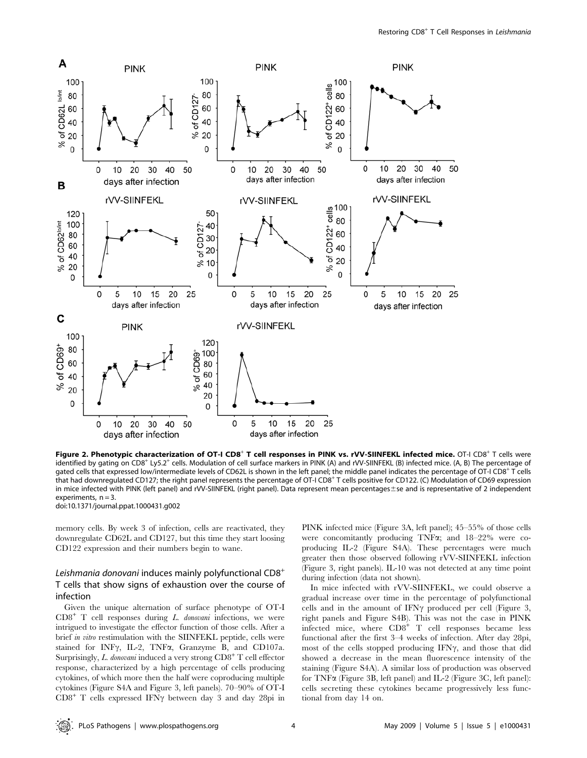**Figure 2. Phenotypic characterization of OT-I CD8$^+$ T cell responses in PINK vs. rVV-SIINFEKL infected mice.** OT-I CD8$^+$ T cells were identified by gating on CD8$^+$ Ly5.2$^+$ cells. Modulation of cell surface markers in PINK (A) and rVV-SIINFEKL (B) infected mice. (A, B) The percentage of gated cells that expressed low/intermediate levels of CD62L is shown in the left panel; the middle panel indicates the percentage of OT-I CD8$^+$ T cells that had downregulated CD127; the right panel represents the percentage of OT-I CD8$^+$ T cells positive for CD122. (C) Modulation of CD69 expression in mice infected with PINK (left panel) and rVV-SIINFEKL (right panel). Data represent mean percentages±se and is representative of 2 independent experiments, n = 3.

doi:10.1371/journal.ppat.1000431.g002

memory cells. By week 3 of infection, cells are reactivated, they downregulate CD62L and CD127, but this time they start loosing CD122 expression and their numbers begin to wane.

## *Leishmania donovani* induces mainly polyfunctional CD8$^+$ T cells that show signs of exhaustion over the course of infection

Given the unique alternation of surface phenotype of OT-I CD8$^+$ T cell responses during *L. donovani* infections, we were intrigued to investigate the effector function of those cells. After a brief *in vitro* restimulation with the SIINFEKL peptide, cells were stained for INFγ, IL-2, TNFα, Granzyme B, and CD107a. Surprisingly, *L. donovani* induced a very strong CD8$^+$ T cell effector response, characterized by a high percentage of cells producing cytokines, of which more then the half were coproducing multiple cytokines (Figure S4A and Figure 3, left panels). 70–90% of OT-I CD8$^+$ T cells expressed IFNγ between day 3 and day 28pi in PINK infected mice (Figure 3A, left panel); 45–55% of those cells were concomitantly producing TNFα; and 18–22% were co-producing IL-2 (Figure S4A). These percentages were much greater then those observed following rVV-SIINFEKL infection (Figure 3, right panels). IL-10 was not detected at any time point during infection (data not shown).

In mice infected with rVV-SIINFEKL, we could observe a gradual increase over time in the percentage of polyfunctional cells and in the amount of IFNγ produced per cell (Figure 3, right panels and Figure S4B). This was not the case in PINK infected mice, where CD8$^+$ T cell responses became less functional after the first 3–4 weeks of infection. After day 28pi, most of the cells stopped producing IFNγ, and those that did showed a decrease in the mean fluorescence intensity of the staining (Figure S4A). A similar loss of production was observed for TNFα (Figure 3B, left panel) and IL-2 (Figure 3C, left panel): cells secreting these cytokines became progressively less functional from day 14 on.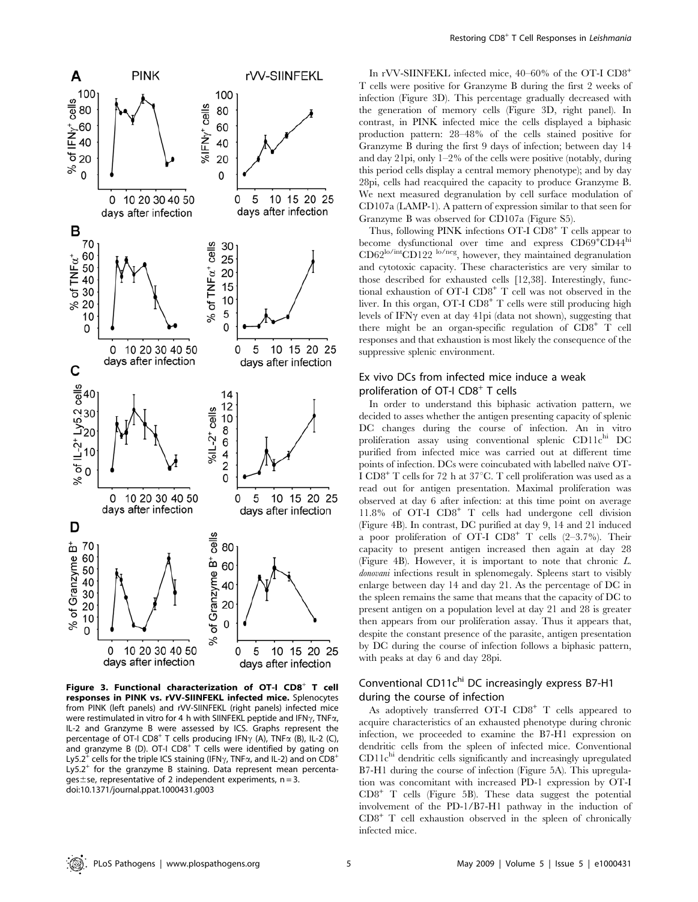**Figure 3. Functional characterization of OT-I CD8$^+$ T cell responses in PINK vs. rVV-SIINFEKL infected mice.** Splenocytes from PINK (left panels) and rVV-SIINFEKL (right panels) infected mice were restimulated in vitro for 4 h with SIINFEKL peptide and IFNγ, TNFα, IL-2 and Granzyme B were assessed by ICS. Graphs represent the percentage of OT-I CD8$^+$ T cells producing IFNγ (A), TNFα (B), IL-2 (C), and granzyme B (D). OT-I CD8$^+$ T cells were identified by gating on Ly5.2$^+$ cells for the triple ICS staining (IFNγ, TNFα, and IL-2) and on CD8$^+$ Ly5.2$^+$ for the granzyme B staining. Data represent mean percentages±se, representative of 2 independent experiments, n = 3.
doi:10.1371/journal.ppat.1000431.g003

In rVV-SIINFEKL infected mice, 40–60% of the OT-I CD8$^+$ T cells were positive for Granzyme B during the first 2 weeks of infection (Figure 3D). This percentage gradually decreased with the generation of memory cells (Figure 3D, right panel). In contrast, in PINK infected mice the cells displayed a biphasic production pattern: 28–48% of the cells stained positive for Granzyme B during the first 9 days of infection; between day 14 and day 21pi, only 1–2% of the cells were positive (notably, during this period cells display a central memory phenotype); and by day 28pi, cells had reacquired the capacity to produce Granzyme B. We next measured degranulation by cell surface modulation of CD107a (LAMP-1). A pattern of expression similar to that seen for Granzyme B was observed for CD107a (Figure S5).

Thus, following PINK infections OT-I CD8$^+$ T cells appear to become dysfunctional over time and express CD69$^+$CD44$^{hi}$ CD62$^{lo/int}$CD122 $^{lo/neg}$, however, they maintained degranulation and cytotoxic capacity. These characteristics are very similar to those described for exhausted cells [12,38]. Interestingly, functional exhaustion of OT-I CD8$^+$ T cell was not observed in the liver. In this organ, OT-I CD8$^+$ T cells were still producing high levels of IFNγ even at day 41pi (data not shown), suggesting that there might be an organ-specific regulation of CD8$^+$ T cell responses and that exhaustion is most likely the consequence of the suppressive splenic environment.

## Ex vivo DCs from infected mice induce a weak proliferation of OT-I CD8$^+$ T cells

In order to understand this biphasic activation pattern, we decided to asses whether the antigen presenting capacity of splenic DC changes during the course of infection. An in vitro proliferation assay using conventional splenic CD11c$^{hi}$ DC purified from infected mice was carried out at different time points of infection. DCs were coincubated with labelled naïve OT-I CD8$^+$ T cells for 72 h at 37°C. T cell proliferation was used as a read out for antigen presentation. Maximal proliferation was observed at day 6 after infection: at this time point on average 11.8% of OT-I CD8$^+$ T cells had undergone cell division (Figure 4B). In contrast, DC purified at day 9, 14 and 21 induced a poor proliferation of OT-I CD8$^+$ T cells (2–3.7%). Their capacity to present antigen increased then again at day 28 (Figure 4B). However, it is important to note that chronic *L. donovani* infections result in splenomegaly. Spleens start to visibly enlarge between day 14 and day 21. As the percentage of DC in the spleen remains the same that means that the capacity of DC to present antigen on a population level at day 21 and 28 is greater then appears from our proliferation assay. Thus it appears that, despite the constant presence of the parasite, antigen presentation by DC during the course of infection follows a biphasic pattern, with peaks at day 6 and day 28pi.

## Conventional CD11c$^{hi}$ DC increasingly express B7-H1 during the course of infection

As adoptively transferred OT-I CD8$^+$ T cells appeared to acquire characteristics of an exhausted phenotype during chronic infection, we proceeded to examine the B7-H1 expression on dendritic cells from the spleen of infected mice. Conventional CD11c$^{hi}$ dendritic cells significantly and increasingly upregulated B7-H1 during the course of infection (Figure 5A). This upregulation was concomitant with increased PD-1 expression by OT-I CD8$^+$ T cells (Figure 5B). These data suggest the potential involvement of the PD-1/B7-H1 pathway in the induction of CD8$^+$ T cell exhaustion observed in the spleen of chronically infected mice.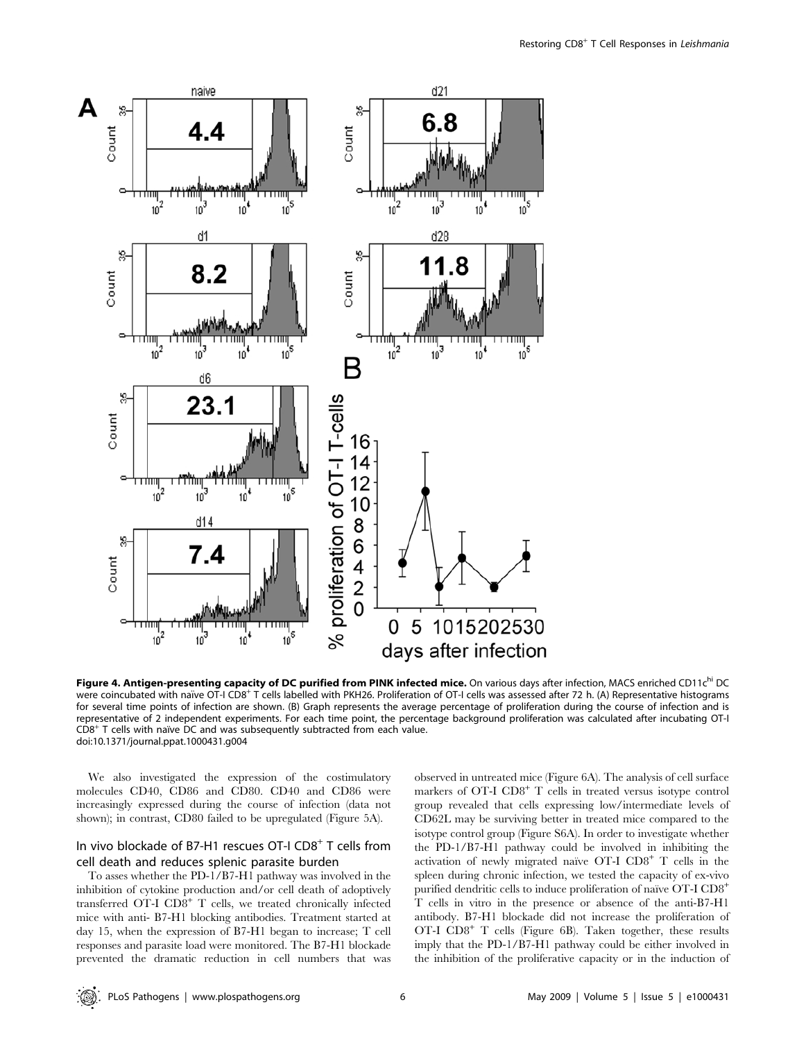**Figure 4. Antigen-presenting capacity of DC purified from PINK infected mice.** On various days after infection, MACS enriched CD11c$^{hi}$ DC were coincubated with naïve OT-I CD8$^{+}$ T cells labelled with PKH26. Proliferation of OT-I cells was assessed after 72 h. (A) Representative histograms for several time points of infection are shown. (B) Graph represents the average percentage of proliferation during the course of infection and is representative of 2 independent experiments. For each time point, the percentage background proliferation was calculated after incubating OT-I CD8$^{+}$ T cells with naïve DC and was subsequently subtracted from each value.
doi:10.1371/journal.ppat.1000431.g004

We also investigated the expression of the costimulatory molecules CD40, CD86 and CD80. CD40 and CD86 were increasingly expressed during the course of infection (data not shown); in contrast, CD80 failed to be upregulated (Figure 5A).

## In vivo blockade of B7-H1 rescues OT-I CD8$^{+}$ T cells from cell death and reduces splenic parasite burden

To asses whether the PD-1/B7-H1 pathway was involved in the inhibition of cytokine production and/or cell death of adoptively transferred OT-I CD8$^{+}$ T cells, we treated chronically infected mice with anti- B7-H1 blocking antibodies. Treatment started at day 15, when the expression of B7-H1 began to increase; T cell responses and parasite load were monitored. The B7-H1 blockade prevented the dramatic reduction in cell numbers that was observed in untreated mice (Figure 6A). The analysis of cell surface markers of OT-I CD8$^{+}$ T cells in treated versus isotype control group revealed that cells expressing low/intermediate levels of CD62L may be surviving better in treated mice compared to the isotype control group (Figure S6A). In order to investigate whether the PD-1/B7-H1 pathway could be involved in inhibiting the activation of newly migrated naïve OT-I CD8$^{+}$ T cells in the spleen during chronic infection, we tested the capacity of ex-vivo purified dendritic cells to induce proliferation of naïve OT-I CD8$^{+}$ T cells in vitro in the presence or absence of the anti-B7-H1 antibody. B7-H1 blockade did not increase the proliferation of OT-I CD8$^{+}$ T cells (Figure 6B). Taken together, these results imply that the PD-1/B7-H1 pathway could be either involved in the inhibition of the proliferative capacity or in the induction of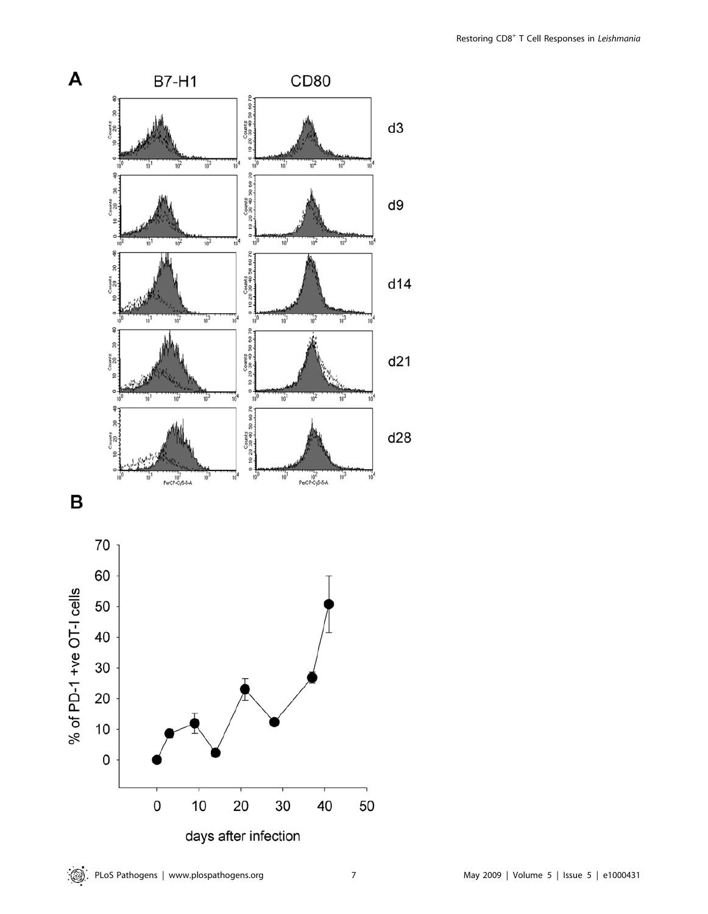**A**

B7-H1 CD80

d3

d9

d14

d21

d28

**B**

% of PD-1 +ve OT-I cells

days after infection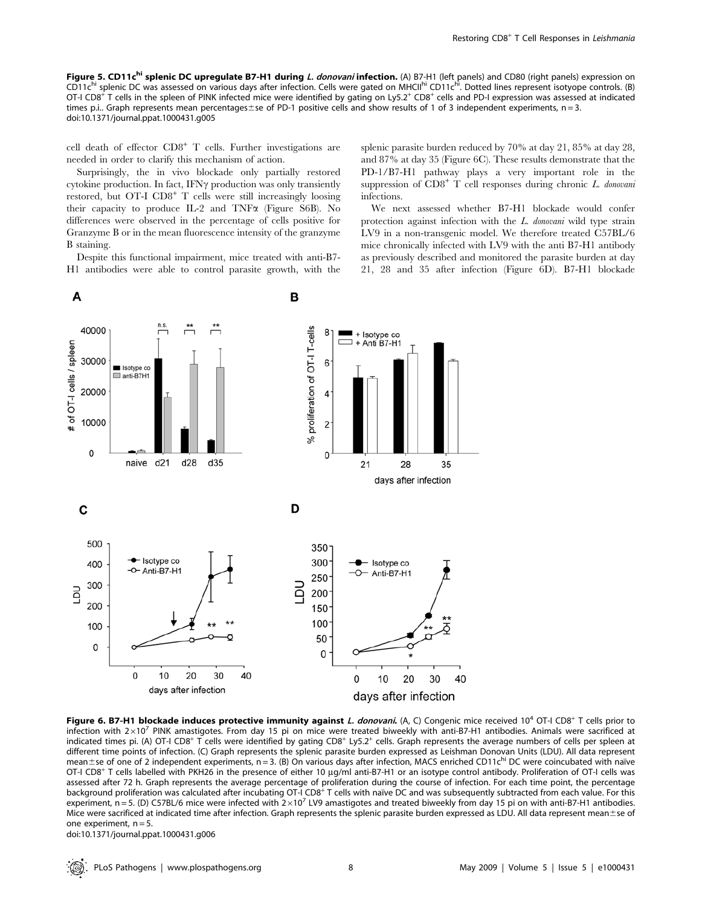**Figure 5. CD11c$^{hi}$ splenic DC upregulate B7-H1 during *L. donovani* infection.** (A) B7-H1 (left panels) and CD80 (right panels) expression on CD11c$^{hi}$ splenic DC was assessed on various days after infection. Cells were gated on MHCII$^{hi}$ CD11c$^{hi}$. Dotted lines represent isotype controls. (B) OT-I CD8$^{+}$ T cells in the spleen of PINK infected mice were identified by gating on Ly5.2$^{+}$ CD8$^{+}$ cells and PD-I expression was assessed at indicated times p.i.. Graph represents mean percentages±se of PD-1 positive cells and show results of 1 of 3 independent experiments, n = 3.
doi:10.1371/journal.ppat.1000431.g005

cell death of effector CD8$^{+}$ T cells. Further investigations are needed in order to clarify this mechanism of action.

Surprisingly, the in vivo blockade only partially restored cytokine production. In fact, IFNγ production was only transiently restored, but OT-I CD8$^{+}$ T cells were still increasingly loosing their capacity to produce IL-2 and TNFα (Figure S6B). No differences were observed in the percentage of cells positive for Granzyme B or in the mean fluorescence intensity of the granzyme B staining.

Despite this functional impairment, mice treated with anti-B7-H1 antibodies were able to control parasite growth, with the splenic parasite burden reduced by 70% at day 21, 85% at day 28, and 87% at day 35 (Figure 6C). These results demonstrate that the PD-1/B7-H1 pathway plays a very important role in the suppression of CD8$^{+}$ T cell responses during chronic *L. donovani* infections.

We next assessed whether B7-H1 blockade would confer protection against infection with the *L. donovani* wild type strain LV9 in a non-transgenic model. We therefore treated C57BL/6 mice chronically infected with LV9 with the anti B7-H1 antibody as previously described and monitored the parasite burden at day 21, 28 and 35 after infection (Figure 6D). B7-H1 blockade

**Figure 6. B7-H1 blockade induces protective immunity against *L. donovani*.** (A, C) Congenic mice received $10^4$ OT-I CD8$^{+}$ T cells prior to infection with $2\times10^7$ PINK amastigotes. From day 15 pi on mice were treated biweekly with anti-B7-H1 antibodies. Animals were sacrificed at indicated times pi. (A) OT-I CD8$^{+}$ T cells were identified by gating CD8$^{+}$ Ly5.2$^{+}$ cells. Graph represents the average numbers of cells per spleen at different time points of infection. (C) Graph represents the splenic parasite burden expressed as Leishman Donovan Units (LDU). All data represent mean±se of one of 2 independent experiments, n = 3. (B) On various days after infection, MACS enriched CD11c$^{hi}$ DC were coincubated with naïve OT-I CD8$^{+}$ T cells labelled with PKH26 in the presence of either 10 µg/ml anti-B7-H1 or an isotype control antibody. Proliferation of OT-I cells was assessed after 72 h. Graph represents the average percentage of proliferation during the course of infection. For each time point, the percentage background proliferation was calculated after incubating OT-I CD8$^{+}$ T cells with naïve DC and was subsequently subtracted from each value. For this experiment, n = 5. (D) C57BL/6 mice were infected with $2\times10^7$ LV9 amastigotes and treated biweekly from day 15 pi on with anti-B7-H1 antibodies. Mice were sacrificed at indicated time after infection. Graph represents the splenic parasite burden expressed as LDU. All data represent mean±se of one experiment, n = 5.
doi:10.1371/journal.ppat.1000431.g006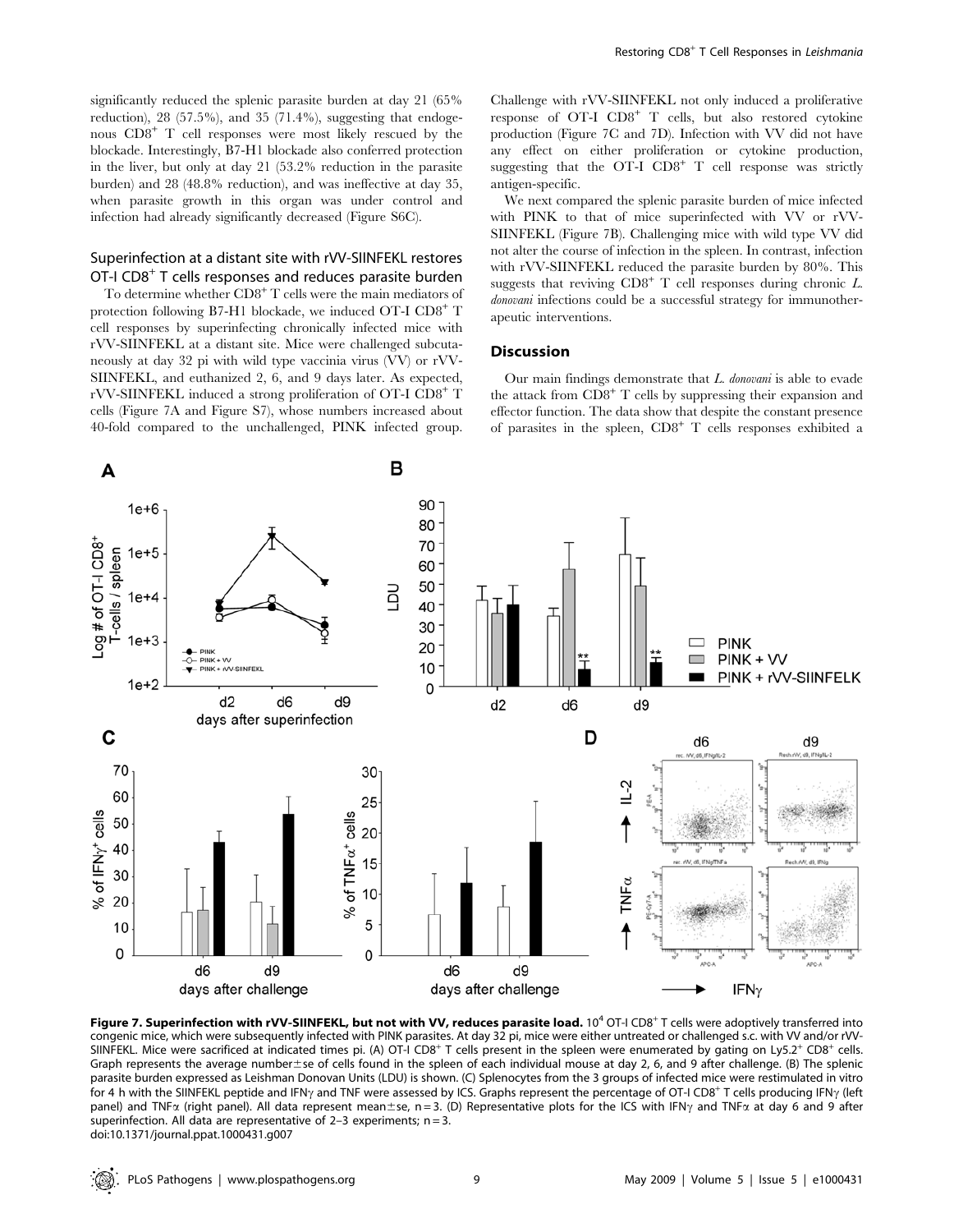significantly reduced the splenic parasite burden at day 21 (65% reduction), 28 (57.5%), and 35 (71.4%), suggesting that endogenous CD8$^+$ T cell responses were most likely rescued by the blockade. Interestingly, B7-H1 blockade also conferred protection in the liver, but only at day 21 (53.2% reduction in the parasite burden) and 28 (48.8% reduction), and was ineffective at day 35, when parasite growth in this organ was under control and infection had already significantly decreased (Figure S6C).

### Superinfection at a distant site with rVV-SIINFEKL restores OT-I CD8$^+$ T cells responses and reduces parasite burden

To determine whether CD8$^+$ T cells were the main mediators of protection following B7-H1 blockade, we induced OT-I CD8$^+$ T cell responses by superinfecting chronically infected mice with rVV-SIINFEKL at a distant site. Mice were challenged subcutaneously at day 32 pi with wild type vaccinia virus (VV) or rVV-SIINFEKL, and euthanized 2, 6, and 9 days later. As expected, rVV-SIINFEKL induced a strong proliferation of OT-I CD8$^+$ T cells (Figure 7A and Figure S7), whose numbers increased about 40-fold compared to the unchallenged, PINK infected group. Challenge with rVV-SIINFEKL not only induced a proliferative response of OT-I CD8$^+$ T cells, but also restored cytokine production (Figure 7C and 7D). Infection with VV did not have any effect on either proliferation or cytokine production, suggesting that the OT-I CD8$^+$ T cell response was strictly antigen-specific.

We next compared the splenic parasite burden of mice infected with PINK to that of mice superinfected with VV or rVV-SIINFEKL (Figure 7B). Challenging mice with wild type VV did not alter the course of infection in the spleen. In contrast, infection with rVV-SIINFEKL reduced the parasite burden by 80%. This suggests that reviving CD8$^+$ T cell responses during chronic *L. donovani* infections could be a successful strategy for immunotherapeutic interventions.

## Discussion

Our main findings demonstrate that *L. donovani* is able to evade the attack from CD8$^+$ T cells by suppressing their expansion and effector function. The data show that despite the constant presence of parasites in the spleen, CD8$^+$ T cells responses exhibited a

**Figure 7. Superinfection with rVV-SIINFEKL, but not with VV, reduces parasite load.** $10^4$ OT-I CD8$^+$ T cells were adoptively transferred into congenic mice, which were subsequently infected with PINK parasites. At day 32 pi, mice were either untreated or challenged s.c. with VV and/or rVV-SIINFEKL. Mice were sacrificed at indicated times pi. (A) OT-I CD8$^+$ T cells present in the spleen were enumerated by gating on Ly5.2$^+$ CD8$^+$ cells. Graph represents the average number±se of cells found in the spleen of each individual mouse at day 2, 6, and 9 after challenge. (B) The splenic parasite burden expressed as Leishman Donovan Units (LDU) is shown. (C) Splenocytes from the 3 groups of infected mice were restimulated in vitro for 4 h with the SIINFEKL peptide and IFNγ and TNF were assessed by ICS. Graphs represent the percentage of OT-I CD8$^+$ T cells producing IFNγ (left panel) and TNFα (right panel). All data represent mean±se, n = 3. (D) Representative plots for the ICS with IFNγ and TNFα at day 6 and 9 after superinfection. All data are representative of 2–3 experiments; n = 3.
doi:10.1371/journal.ppat.1000431.g007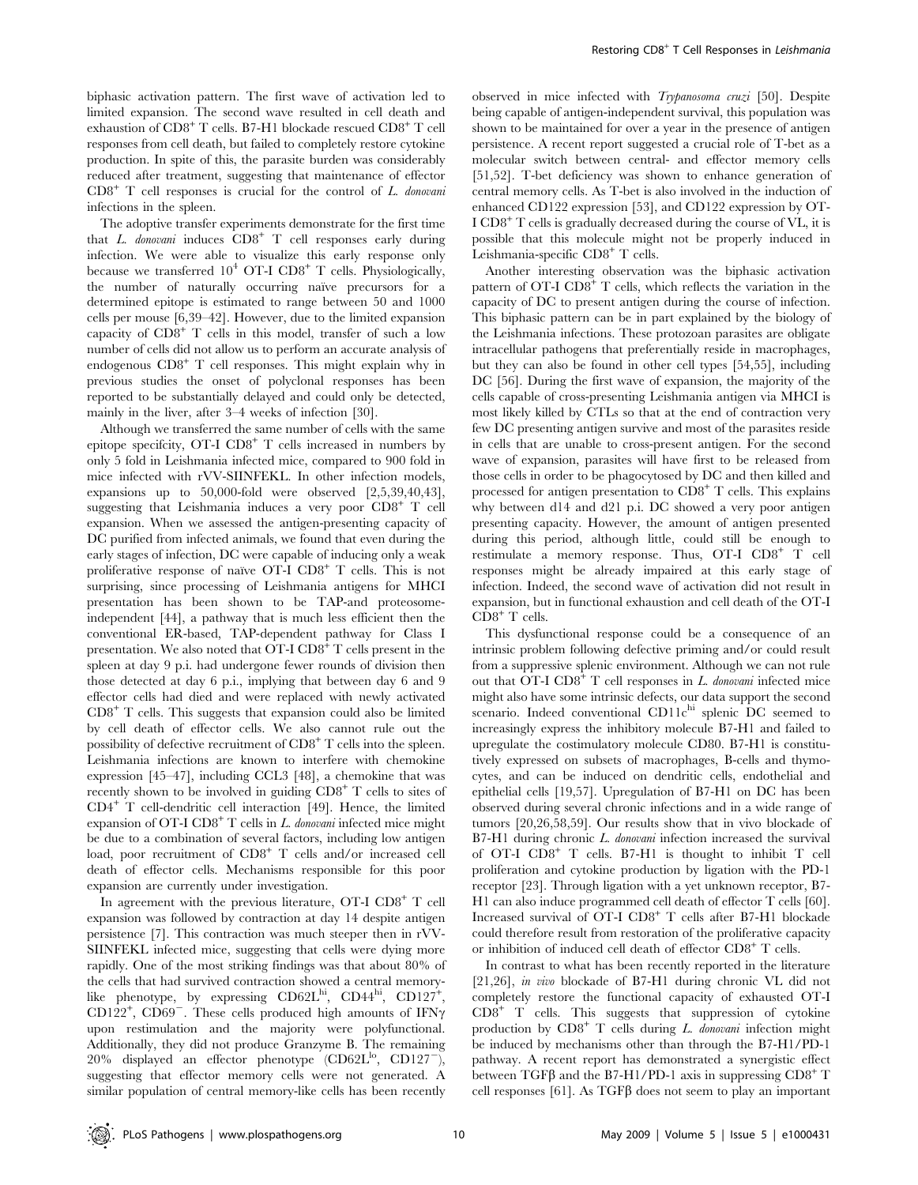biphasic activation pattern. The first wave of activation led to limited expansion. The second wave resulted in cell death and exhaustion of $CD8^+$ T cells. B7-H1 blockade rescued $CD8^+$ T cell responses from cell death, but failed to completely restore cytokine production. In spite of this, the parasite burden was considerably reduced after treatment, suggesting that maintenance of effector $CD8^+$ T cell responses is crucial for the control of *L. donovani* infections in the spleen.

The adoptive transfer experiments demonstrate for the first time that *L. donovani* induces $CD8^+$ T cell responses early during infection. We were able to visualize this early response only because we transferred $10^4$ OT-I $CD8^+$ T cells. Physiologically, the number of naturally occurring naïve precursors for a determined epitope is estimated to range between 50 and 1000 cells per mouse [6,39–42]. However, due to the limited expansion capacity of $CD8^+$ T cells in this model, transfer of such a low number of cells did not allow us to perform an accurate analysis of endogenous $CD8^+$ T cell responses. This might explain why in previous studies the onset of polyclonal responses has been reported to be substantially delayed and could only be detected, mainly in the liver, after 3–4 weeks of infection [30].

Although we transferred the same number of cells with the same epitope specifcity, OT-I $CD8^+$ T cells increased in numbers by only 5 fold in Leishmania infected mice, compared to 900 fold in mice infected with rVV-SIINFEKL. In other infection models, expansions up to 50,000-fold were observed [2,5,39,40,43], suggesting that Leishmania induces a very poor $CD8^+$ T cell expansion. When we assessed the antigen-presenting capacity of DC purified from infected animals, we found that even during the early stages of infection, DC were capable of inducing only a weak proliferative response of naïve OT-I $CD8^+$ T cells. This is not surprising, since processing of Leishmania antigens for MHCI presentation has been shown to be TAP-and proteosome-independent [44], a pathway that is much less efficient then the conventional ER-based, TAP-dependent pathway for Class I presentation. We also noted that OT-I $CD8^+$ T cells present in the spleen at day 9 p.i. had undergone fewer rounds of division then those detected at day 6 p.i., implying that between day 6 and 9 effector cells had died and were replaced with newly activated $CD8^+$ T cells. This suggests that expansion could also be limited by cell death of effector cells. We also cannot rule out the possibility of defective recruitment of $CD8^+$ T cells into the spleen. Leishmania infections are known to interfere with chemokine expression [45–47], including CCL3 [48], a chemokine that was recently shown to be involved in guiding $CD8^+$ T cells to sites of $CD4^+$ T cell-dendritic cell interaction [49]. Hence, the limited expansion of OT-I $CD8^+$ T cells in *L. donovani* infected mice might be due to a combination of several factors, including low antigen load, poor recruitment of $CD8^+$ T cells and/or increased cell death of effector cells. Mechanisms responsible for this poor expansion are currently under investigation.

In agreement with the previous literature, OT-I $CD8^+$ T cell expansion was followed by contraction at day 14 despite antigen persistence [7]. This contraction was much steeper then in rVV-SIINFEKL infected mice, suggesting that cells were dying more rapidly. One of the most striking findings was that about 80% of the cells that had survived contraction showed a central memory-like phenotype, by expressing $CD62L^{hi}$, $CD44^{hi}$, $CD127^+$, $CD122^+$, $CD69^-$. These cells produced high amounts of IFNγ upon restimulation and the majority were polyfunctional. Additionally, they did not produce Granzyme B. The remaining 20% displayed an effector phenotype ($CD62L^{lo}$, $CD127^-$), suggesting that effector memory cells were not generated. A similar population of central memory-like cells has been recently observed in mice infected with *Trypanosoma cruzi* [50]. Despite being capable of antigen-independent survival, this population was shown to be maintained for over a year in the presence of antigen persistence. A recent report suggested a crucial role of T-bet as a molecular switch between central- and effector memory cells [51,52]. T-bet deficiency was shown to enhance generation of central memory cells. As T-bet is also involved in the induction of enhanced CD122 expression [53], and CD122 expression by OT-I $CD8^+$ T cells is gradually decreased during the course of VL, it is possible that this molecule might not be properly induced in Leishmania-specific $CD8^+$ T cells.

Another interesting observation was the biphasic activation pattern of OT-I $CD8^+$ T cells, which reflects the variation in the capacity of DC to present antigen during the course of infection. This biphasic pattern can be in part explained by the biology of the Leishmania infections. These protozoan parasites are obligate intracellular pathogens that preferentially reside in macrophages, but they can also be found in other cell types [54,55], including DC [56]. During the first wave of expansion, the majority of the cells capable of cross-presenting Leishmania antigen via MHCI is most likely killed by CTLs so that at the end of contraction very few DC presenting antigen survive and most of the parasites reside in cells that are unable to cross-present antigen. For the second wave of expansion, parasites will have first to be released from those cells in order to be phagocytosed by DC and then killed and processed for antigen presentation to $CD8^+$ T cells. This explains why between d14 and d21 p.i. DC showed a very poor antigen presenting capacity. However, the amount of antigen presented during this period, although little, could still be enough to restimulate a memory response. Thus, OT-I $CD8^+$ T cell responses might be already impaired at this early stage of infection. Indeed, the second wave of activation did not result in expansion, but in functional exhaustion and cell death of the OT-I $CD8^+$ T cells.

This dysfunctional response could be a consequence of an intrinsic problem following defective priming and/or could result from a suppressive splenic environment. Although we can not rule out that OT-I $CD8^+$ T cell responses in *L. donovani* infected mice might also have some intrinsic defects, our data support the second scenario. Indeed conventional $CD11c^{hi}$ splenic DC seemed to increasingly express the inhibitory molecule B7-H1 and failed to upregulate the costimulatory molecule CD80. B7-H1 is constitutively expressed on subsets of macrophages, B-cells and thymocytes, and can be induced on dendritic cells, endothelial and epithelial cells [19,57]. Upregulation of B7-H1 on DC has been observed during several chronic infections and in a wide range of tumors [20,26,58,59]. Our results show that in vivo blockade of B7-H1 during chronic *L. donovani* infection increased the survival of OT-I $CD8^+$ T cells. B7-H1 is thought to inhibit T cell proliferation and cytokine production by ligation with the PD-1 receptor [23]. Through ligation with a yet unknown receptor, B7-H1 can also induce programmed cell death of effector T cells [60]. Increased survival of OT-I $CD8^+$ T cells after B7-H1 blockade could therefore result from restoration of the proliferative capacity or inhibition of induced cell death of effector $CD8^+$ T cells.

In contrast to what has been recently reported in the literature [21,26], *in vivo* blockade of B7-H1 during chronic VL did not completely restore the functional capacity of exhausted OT-I $CD8^+$ T cells. This suggests that suppression of cytokine production by $CD8^+$ T cells during *L. donovani* infection might be induced by mechanisms other than through the B7-H1/PD-1 pathway. A recent report has demonstrated a synergistic effect between TGFβ and the B7-H1/PD-1 axis in suppressing $CD8^+$ T cell responses [61]. As TGFβ does not seem to play an important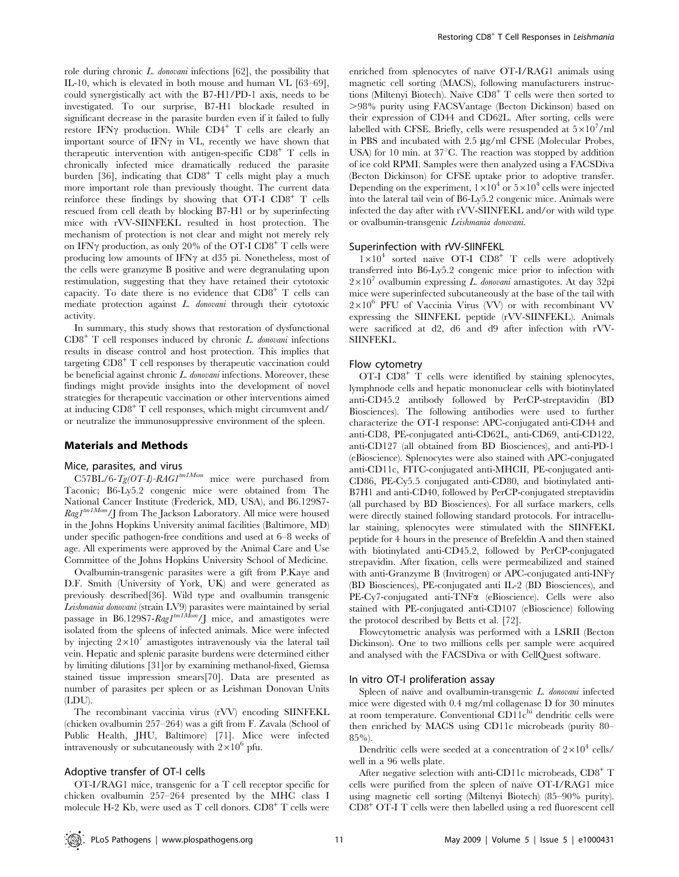role during chronic *L. donovani* infections [62], the possibility that IL-10, which is elevated in both mouse and human VL [63–69], could synergistically act with the B7-H1/PD-1 axis, needs to be investigated. To our surprise, B7-H1 blockade resulted in significant decrease in the parasite burden even if it failed to fully restore IFNγ production. While $CD4^+$ T cells are clearly an important source of IFNγ in VL, recently we have shown that therapeutic intervention with antigen-specific $CD8^+$ T cells in chronically infected mice dramatically reduced the parasite burden [36], indicating that $CD8^+$ T cells might play a much more important role than previously thought. The current data reinforce these findings by showing that OT-I $CD8^+$ T cells rescued from cell death by blocking B7-H1 or by superinfecting mice with rVV-SIINFEKL resulted in host protection. The mechanism of protection is not clear and might not merely rely on IFNγ production, as only 20% of the OT-I $CD8^+$ T cells were producing low amounts of IFNγ at d35 pi. Nonetheless, most of the cells were granzyme B positive and were degranulating upon restimulation, suggesting that they have retained their cytotoxic capacity. To date there is no evidence that $CD8^+$ T cells can mediate protection against *L. donovani* through their cytotoxic activity.

In summary, this study shows that restoration of dysfunctional $CD8^+$ T cell responses induced by chronic *L. donovani* infections results in disease control and host protection. This implies that targeting $CD8^+$ T cell responses by therapeutic vaccination could be beneficial against chronic *L. donovani* infections. Moreover, these findings might provide insights into the development of novel strategies for therapeutic vaccination or other interventions aimed at inducing $CD8^+$ T cell responses, which might circumvent and/or neutralize the immunosuppressive environment of the spleen.

## Materials and Methods

### Mice, parasites, and virus

C57BL/6-*Tg(OT-I)-RAG1*$^{tm1Mom}$ mice were purchased from Taconic; B6-Ly5.2 congenic mice were obtained from The National Cancer Institute (Frederick, MD, USA), and B6.129S7-*Rag1*$^{tm1Mom}$/J from The Jackson Laboratory. All mice were housed in the Johns Hopkins University animal facilities (Baltimore, MD) under specific pathogen-free conditions and used at 6–8 weeks of age. All experiments were approved by the Animal Care and Use Committee of the Johns Hopkins University School of Medicine.

Ovalbumin-transgenic parasites were a gift from P.Kaye and D.F. Smith (University of York, UK) and were generated as previously described[36]. Wild type and ovalbumin transgenic *Leishmania donovani* (strain LV9) parasites were maintained by serial passage in B6.129S7-*Rag1*$^{tm1Mom}$/J mice, and amastigotes were isolated from the spleens of infected animals. Mice were infected by injecting $2\times10^7$ amastigotes intravenously via the lateral tail vein. Hepatic and splenic parasite burdens were determined either by limiting dilutions [31]or by examining methanol-fixed, Giemsa stained tissue impression smears[70]. Data are presented as number of parasites per spleen or as Leishman Donovan Units (LDU).

The recombinant vaccinia virus (rVV) encoding SIINFEKL (chicken ovalbumin 257–264) was a gift from F. Zavala (School of Public Health, JHU, Baltimore) [71]. Mice were infected intravenously or subcutaneously with $2\times10^6$ pfu.

### Adoptive transfer of OT-I cells

OT-I/RAG1 mice, transgenic for a T cell receptor specific for chicken ovalbumin 257–264 presented by the MHC class I molecule H-2 Kb, were used as T cell donors. $CD8^+$ T cells were enriched from splenocytes of naïve OT-I/RAG1 animals using magnetic cell sorting (MACS), following manufacturers instructions (Miltenyi Biotech). Naïve $CD8^+$ T cells were then sorted to >98% purity using FACSVantage (Becton Dickinson) based on their expression of CD44 and CD62L. After sorting, cells were labelled with CFSE. Briefly, cells were resuspended at $5\times10^7$/ml in PBS and incubated with 2.5 µg/ml CFSE (Molecular Probes, USA) for 10 min. at 37°C. The reaction was stopped by addition of ice cold RPMI. Samples were then analyzed using a FACSDiva (Becton Dickinson) for CFSE uptake prior to adoptive transfer. Depending on the experiment, $1\times10^4$ or $5\times10^4$ cells were injected into the lateral tail vein of B6-Ly5.2 congenic mice. Animals were infected the day after with rVV-SIINFEKL and/or with wild type or ovalbumin-transgenic *Leishmania donovani*.

### Superinfection with rVV-SIINFEKL

$1\times10^4$ sorted naïve OT-I $CD8^+$ T cells were adoptively transferred into B6-Ly5.2 congenic mice prior to infection with $2\times10^7$ ovalbumin expressing *L. donovani* amastigotes. At day 32pi mice were superinfected subcutaneously at the base of the tail with $2\times10^6$ PFU of Vaccinia Virus (VV) or with recombinant VV expressing the SIINFEKL peptide (rVV-SIINFEKL). Animals were sacrificed at d2, d6 and d9 after infection with rVV-SIINFEKL.

### Flow cytometry

OT-I $CD8^+$ T cells were identified by staining splenocytes, lymphnode cells and hepatic mononuclear cells with biotinylated anti-CD45.2 antibody followed by PerCP-streptavidin (BD Biosciences). The following antibodies were used to further characterize the OT-I response: APC-conjugated anti-CD44 and anti-CD8, PE-conjugated anti-CD62L, anti-CD69, anti-CD122, anti-CD127 (all obtained from BD Biosciences), and anti-PD-1 (eBioscience). Splenocytes were also stained with APC-conjugated anti-CD11c, FITC-conjugated anti-MHCII, PE-conjugated anti-CD86, PE-Cy5.5 conjugated anti-CD80, and biotinylated anti-B7H1 and anti-CD40, followed by PerCP-conjugated streptavidin (all purchased by BD Biosciences). For all surface markers, cells were directly stained following standard protocols. For intracellular staining, splenocytes were stimulated with the SIINFEKL peptide for 4 hours in the presence of Brefeldin A and then stained with biotinylated anti-CD45.2, followed by PerCP-conjugated strepavidin. After fixation, cells were permeabilized and stained with anti-Granzyme B (Invitrogen) or APC-conjugated anti-INFγ (BD Biosciences), PE-conjugated anti IL-2 (BD Biosciences), and PE-Cy7-conjugated anti-TNFα (eBioscience). Cells were also stained with PE-conjugated anti-CD107 (eBioscience) following the protocol described by Betts et al. [72].

Flowcytometric analysis was performed with a LSRII (Becton Dickinson). One to two millions cells per sample were acquired and analysed with the FACSDiva or with CellQuest software.

### In vitro OT-I proliferation assay

Spleen of naïve and ovalbumin-transgenic *L. donovani* infected mice were digested with 0.4 mg/ml collagenase D for 30 minutes at room temperature. Conventional $CD11c^{hi}$ dendritic cells were then enriched by MACS using CD11c microbeads (purity 80–85%).

Dendritic cells were seeded at a concentration of $2\times10^4$ cells/well in a 96 wells plate.

After negative selection with anti-CD11c microbeads, $CD8^+$ T cells were purified from the spleen of naïve OT-I/RAG1 mice using magnetic cell sorting (Miltenyi Biotech) (85–90% purity). $CD8^+$ OT-I T cells were then labelled using a red fluorescent cell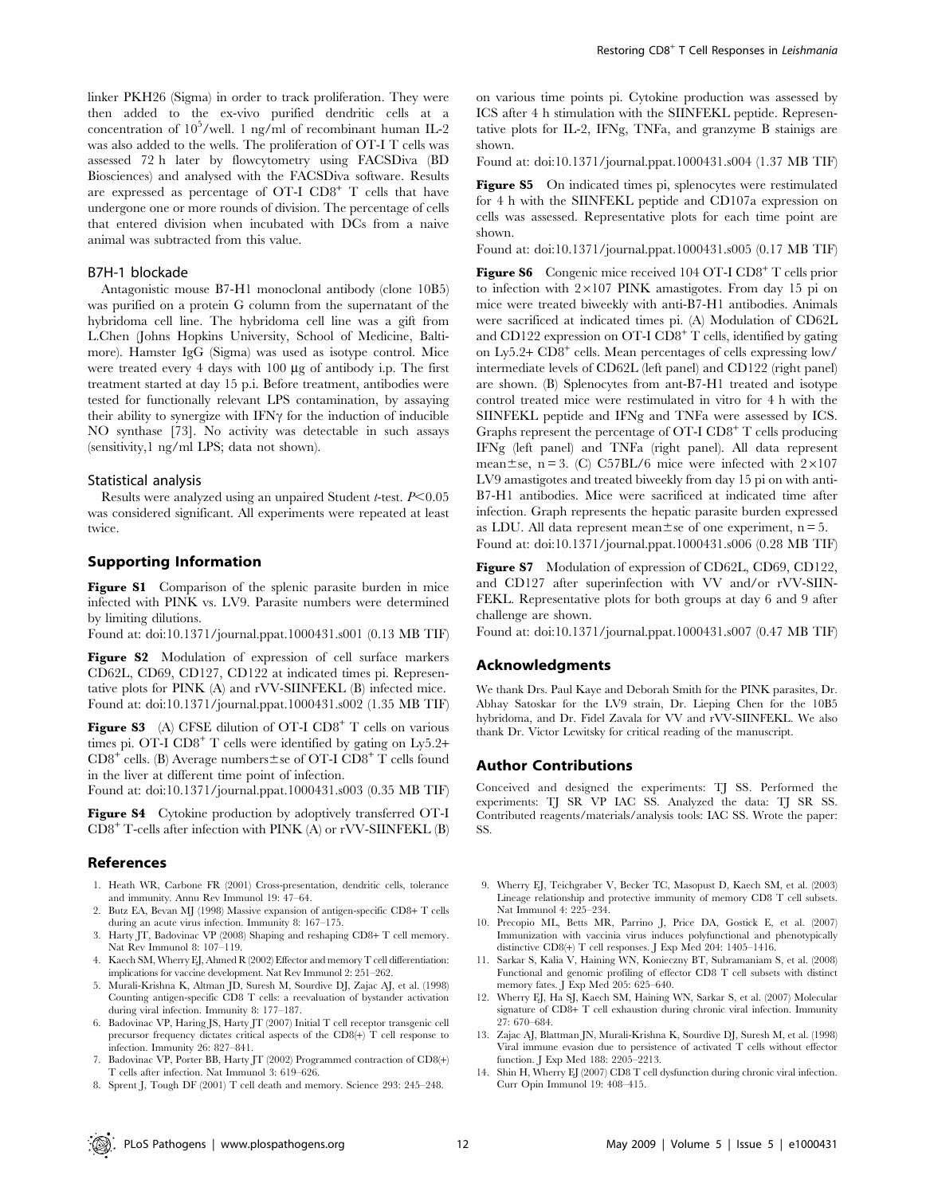linker PKH26 (Sigma) in order to track proliferation. They were then added to the ex-vivo purified dendritic cells at a concentration of $10^5$/well. 1 ng/ml of recombinant human IL-2 was also added to the wells. The proliferation of OT-I T cells was assessed 72 h later by flowcytometry using FACSDiva (BD Biosciences) and analysed with the FACSDiva software. Results are expressed as percentage of OT-I $CD8^+$ T cells that have undergone one or more rounds of division. The percentage of cells that entered division when incubated with DCs from a naive animal was subtracted from this value.

### B7H-1 blockade

Antagonistic mouse B7-H1 monoclonal antibody (clone 10B5) was purified on a protein G column from the supernatant of the hybridoma cell line. The hybridoma cell line was a gift from L.Chen (Johns Hopkins University, School of Medicine, Baltimore). Hamster IgG (Sigma) was used as isotype control. Mice were treated every 4 days with 100 µg of antibody i.p. The first treatment started at day 15 p.i. Before treatment, antibodies were tested for functionally relevant LPS contamination, by assaying their ability to synergize with IFNγ for the induction of inducible NO synthase [73]. No activity was detectable in such assays (sensitivity,1 ng/ml LPS; data not shown).

### Statistical analysis

Results were analyzed using an unpaired Student *t*-test. $P<0.05$ was considered significant. All experiments were repeated at least twice.

## Supporting Information

**Figure S1** Comparison of the splenic parasite burden in mice infected with PINK vs. LV9. Parasite numbers were determined by limiting dilutions.
Found at: doi:10.1371/journal.ppat.1000431.s001 (0.13 MB TIF)

**Figure S2** Modulation of expression of cell surface markers CD62L, CD69, CD127, CD122 at indicated times pi. Representative plots for PINK (A) and rVV-SIINFEKL (B) infected mice.
Found at: doi:10.1371/journal.ppat.1000431.s002 (1.35 MB TIF)

**Figure S3** (A) CFSE dilution of OT-I $CD8^+$ T cells on various times pi. OT-I $CD8^+$ T cells were identified by gating on Ly5.2+ $CD8^+$ cells. (B) Average numbers±se of OT-I $CD8^+$ T cells found in the liver at different time point of infection.
Found at: doi:10.1371/journal.ppat.1000431.s003 (0.35 MB TIF)

**Figure S4** Cytokine production by adoptively transferred OT-I $CD8^+$ T-cells after infection with PINK (A) or rVV-SIINFEKL (B) on various time points pi. Cytokine production was assessed by ICS after 4 h stimulation with the SIINFEKL peptide. Representative plots for IL-2, IFNg, TNFa, and granzyme B stainigs are shown.
Found at: doi:10.1371/journal.ppat.1000431.s004 (1.37 MB TIF)

**Figure S5** On indicated times pi, splenocytes were restimulated for 4 h with the SIINFEKL peptide and CD107a expression on cells was assessed. Representative plots for each time point are shown.
Found at: doi:10.1371/journal.ppat.1000431.s005 (0.17 MB TIF)

**Figure S6** Congenic mice received 104 OT-I $CD8^+$ T cells prior to infection with $2\times107$ PINK amastigotes. From day 15 pi on mice were treated biweekly with anti-B7-H1 antibodies. Animals were sacrificed at indicated times pi. (A) Modulation of CD62L and CD122 expression on OT-I $CD8^+$ T cells, identified by gating on Ly5.2+ $CD8^+$ cells. Mean percentages of cells expressing low/intermediate levels of CD62L (left panel) and CD122 (right panel) are shown. (B) Splenocytes from ant-B7-H1 treated and isotype control treated mice were restimulated in vitro for 4 h with the SIINFEKL peptide and IFNg and TNFa were assessed by ICS. Graphs represent the percentage of OT-I $CD8^+$ T cells producing IFNg (left panel) and TNFa (right panel). All data represent mean±se, n = 3. (C) C57BL/6 mice were infected with $2\times107$ LV9 amastigotes and treated biweekly from day 15 pi on with anti-B7-H1 antibodies. Mice were sacrificed at indicated time after infection. Graph represents the hepatic parasite burden expressed as LDU. All data represent mean±se of one experiment, n = 5.
Found at: doi:10.1371/journal.ppat.1000431.s006 (0.28 MB TIF)

**Figure S7** Modulation of expression of CD62L, CD69, CD122, and CD127 after superinfection with VV and/or rVV-SIINFEKL. Representative plots for both groups at day 6 and 9 after challenge are shown.
Found at: doi:10.1371/journal.ppat.1000431.s007 (0.47 MB TIF)

## Acknowledgments

We thank Drs. Paul Kaye and Deborah Smith for the PINK parasites, Dr. Abhay Satoskar for the LV9 strain, Dr. Lieping Chen for the 10B5 hybridoma, and Dr. Fidel Zavala for VV and rVV-SIINFEKL. We also thank Dr. Victor Lewitsky for critical reading of the manuscript.

## Author Contributions

Conceived and designed the experiments: TJ SS. Performed the experiments: TJ SR VP IAC SS. Analyzed the data: TJ SR SS. Contributed reagents/materials/analysis tools: IAC SS. Wrote the paper: SS.

## References

1. Heath WR, Carbone FR (2001) Cross-presentation, dendritic cells, tolerance and immunity. Annu Rev Immunol 19: 47–64.
2. Butz EA, Bevan MJ (1998) Massive expansion of antigen-specific CD8+ T cells during an acute virus infection. Immunity 8: 167–175.
3. Harty JT, Badovinac VP (2008) Shaping and reshaping CD8+ T cell memory. Nat Rev Immunol 8: 107–119.
4. Kaech SM, Wherry EJ, Ahmed R (2002) Effector and memory T cell differentiation: implications for vaccine development. Nat Rev Immunol 2: 251–262.
5. Murali-Krishna K, Altman JD, Suresh M, Sourdive DJ, Zajac AJ, et al. (1998) Counting antigen-specific CD8 T cells: a reevaluation of bystander activation during viral infection. Immunity 8: 177–187.
6. Badovinac VP, Haring JS, Harty JT (2007) Initial T cell receptor transgenic cell precursor frequency dictates critical aspects of the CD8(+) T cell response to infection. Immunity 26: 827–841.
7. Badovinac VP, Porter BB, Harty JT (2002) Programmed contraction of CD8(+) T cells after infection. Nat Immunol 3: 619–626.
8. Sprent J, Tough DF (2001) T cell death and memory. Science 293: 245–248.
9. Wherry EJ, Teichgraber V, Becker TC, Masopust D, Kaech SM, et al. (2003) Lineage relationship and protective immunity of memory CD8 T cell subsets. Nat Immunol 4: 225–234.
10. Precopio ML, Betts MR, Parrino J, Price DA, Gostick E, et al. (2007) Immunization with vaccinia virus induces polyfunctional and phenotypically distinctive CD8(+) T cell responses. J Exp Med 204: 1405–1416.
11. Sarkar S, Kalia V, Haining WN, Konieczny BT, Subramaniam S, et al. (2008) Functional and genomic profiling of effector CD8 T cell subsets with distinct memory fates. J Exp Med 205: 625–640.
12. Wherry EJ, Ha SJ, Kaech SM, Haining WN, Sarkar S, et al. (2007) Molecular signature of CD8+ T cell exhaustion during chronic viral infection. Immunity 27: 670–684.
13. Zajac AJ, Blattman JN, Murali-Krishna K, Sourdive DJ, Suresh M, et al. (1998) Viral immune evasion due to persistence of activated T cells without effector function. J Exp Med 188: 2205–2213.
14. Shin H, Wherry EJ (2007) CD8 T cell dysfunction during chronic viral infection. Curr Opin Immunol 19: 408–415.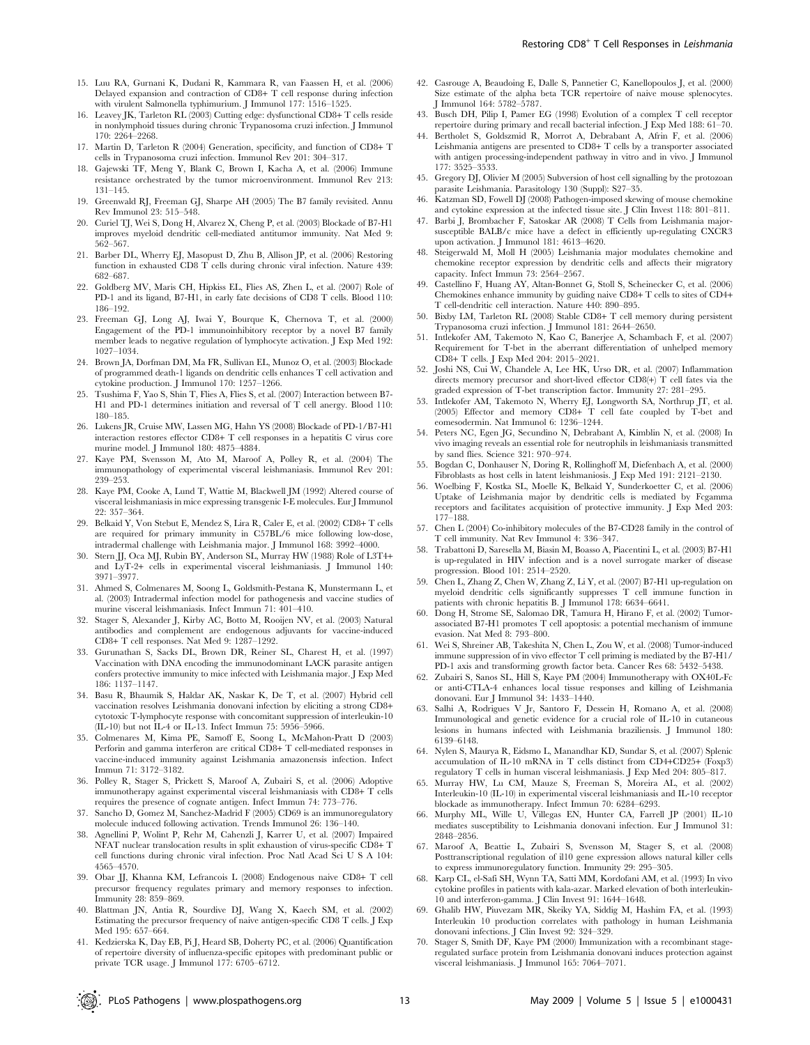15. Luu RA, Gurnani K, Dudani R, Kammara R, van Faassen H, et al. (2006) Delayed expansion and contraction of CD8+ T cell response during infection with virulent Salmonella typhimurium. J Immunol 177: 1516–1525.
16. Leavey JK, Tarleton RL (2003) Cutting edge: dysfunctional CD8+ T cells reside in nonlymphoid tissues during chronic Trypanosoma cruzi infection. J Immunol 170: 2264–2268.
17. Martin D, Tarleton R (2004) Generation, specificity, and function of CD8+ T cells in Trypanosoma cruzi infection. Immunol Rev 201: 304–317.
18. Gajewski TF, Meng Y, Blank C, Brown I, Kacha A, et al. (2006) Immune resistance orchestrated by the tumor microenvironment. Immunol Rev 213: 131–145.
19. Greenwald RJ, Freeman GJ, Sharpe AH (2005) The B7 family revisited. Annu Rev Immunol 23: 515–548.
20. Curiel TJ, Wei S, Dong H, Alvarez X, Cheng P, et al. (2003) Blockade of B7-H1 improves myeloid dendritic cell-mediated antitumor immunity. Nat Med 9: 562–567.
21. Barber DL, Wherry EJ, Masopust D, Zhu B, Allison JP, et al. (2006) Restoring function in exhausted CD8 T cells during chronic viral infection. Nature 439: 682–687.
22. Goldberg MV, Maris CH, Hipkiss EL, Flies AS, Zhen L, et al. (2007) Role of PD-1 and its ligand, B7-H1, in early fate decisions of CD8 T cells. Blood 110: 186–192.
23. Freeman GJ, Long AJ, Iwai Y, Bourque K, Chernova T, et al. (2000) Engagement of the PD-1 immunoinhibitory receptor by a novel B7 family member leads to negative regulation of lymphocyte activation. J Exp Med 192: 1027–1034.
24. Brown JA, Dorfman DM, Ma FR, Sullivan EL, Munoz O, et al. (2003) Blockade of programmed death-1 ligands on dendritic cells enhances T cell activation and cytokine production. J Immunol 170: 1257–1266.
25. Tsushima F, Yao S, Shin T, Flies A, Flies S, et al. (2007) Interaction between B7-H1 and PD-1 determines initiation and reversal of T cell anergy. Blood 110: 180–185.
26. Lukens JR, Cruise MW, Lassen MG, Hahn YS (2008) Blockade of PD-1/B7-H1 interaction restores effector CD8+ T cell responses in a hepatitis C virus core murine model. J Immunol 180: 4875–4884.
27. Kaye PM, Svensson M, Ato M, Maroof A, Polley R, et al. (2004) The immunopathology of experimental visceral leishmaniasis. Immunol Rev 201: 239–253.
28. Kaye PM, Cooke A, Lund T, Wattie M, Blackwell JM (1992) Altered course of visceral leishmaniasis in mice expressing transgenic I-E molecules. Eur J Immunol 22: 357–364.
29. Belkaid Y, Von Stebut E, Mendez S, Lira R, Caler E, et al. (2002) CD8+ T cells are required for primary immunity in C57BL/6 mice following low-dose, intradermal challenge with Leishmania major. J Immunol 168: 3992–4000.
30. Stern JJ, Oca MJ, Rubin BY, Anderson SL, Murray HW (1988) Role of L3T4+ and LyT-2+ cells in experimental visceral leishmaniasis. J Immunol 140: 3971–3977.
31. Ahmed S, Colmenares M, Soong L, Goldsmith-Pestana K, Munstermann L, et al. (2003) Intradermal infection model for pathogenesis and vaccine studies of murine visceral leishmaniasis. Infect Immun 71: 401–410.
32. Stager S, Alexander J, Kirby AC, Botto M, Rooijen NV, et al. (2003) Natural antibodies and complement are endogenous adjuvants for vaccine-induced CD8+ T cell responses. Nat Med 9: 1287–1292.
33. Gurunathan S, Sacks DL, Brown DR, Reiner SL, Charest H, et al. (1997) Vaccination with DNA encoding the immunodominant LACK parasite antigen confers protective immunity to mice infected with Leishmania major. J Exp Med 186: 1137–1147.
34. Basu R, Bhaumik S, Haldar AK, Naskar K, De T, et al. (2007) Hybrid cell vaccination resolves Leishmania donovani infection by eliciting a strong CD8+ cytotoxic T-lymphocyte response with concomitant suppression of interleukin-10 (IL-10) but not IL-4 or IL-13. Infect Immun 75: 5956–5966.
35. Colmenares M, Kima PE, Samoff E, Soong L, McMahon-Pratt D (2003) Perforin and gamma interferon are critical CD8+ T cell-mediated responses in vaccine-induced immunity against Leishmania amazonensis infection. Infect Immun 71: 3172–3182.
36. Polley R, Stager S, Prickett S, Maroof A, Zubairi S, et al. (2006) Adoptive immunotherapy against experimental visceral leishmaniasis with CD8+ T cells requires the presence of cognate antigen. Infect Immun 74: 773–776.
37. Sancho D, Gomez M, Sanchez-Madrid F (2005) CD69 is an immunoregulatory molecule induced following activation. Trends Immunol 26: 136–140.
38. Agnellini P, Wolint P, Rehr M, Cahenzli J, Karrer U, et al. (2007) Impaired NFAT nuclear translocation results in split exhaustion of virus-specific CD8+ T cell functions during chronic viral infection. Proc Natl Acad Sci U S A 104: 4565–4570.
39. Obar JJ, Khanna KM, Lefrancois L (2008) Endogenous naive CD8+ T cell precursor frequency regulates primary and memory responses to infection. Immunity 28: 859–869.
40. Blattman JN, Antia R, Sourdive DJ, Wang X, Kaech SM, et al. (2002) Estimating the precursor frequency of naive antigen-specific CD8 T cells. J Exp Med 195: 657–664.
41. Kedzierska K, Day EB, Pi J, Heard SB, Doherty PC, et al. (2006) Quantification of repertoire diversity of influenza-specific epitopes with predominant public or private TCR usage. J Immunol 177: 6705–6712.
42. Casrouge A, Beaudoing E, Dalle S, Pannetier C, Kanellopoulos J, et al. (2000) Size estimate of the alpha beta TCR repertoire of naive mouse splenocytes. J Immunol 164: 5782–5787.
43. Busch DH, Pilip I, Pamer EG (1998) Evolution of a complex T cell receptor repertoire during primary and recall bacterial infection. J Exp Med 188: 61–70.
44. Bertholet S, Goldszmid R, Morrot A, Debrabant A, Afrin F, et al. (2006) Leishmania antigens are presented to CD8+ T cells by a transporter associated with antigen processing-independent pathway in vitro and in vivo. J Immunol 177: 3525–3533.
45. Gregory DJ, Olivier M (2005) Subversion of host cell signalling by the protozoan parasite Leishmania. Parasitology 130 (Suppl): S27–35.
46. Katzman SD, Fowell DJ (2008) Pathogen-imposed skewing of mouse chemokine and cytokine expression at the infected tissue site. J Clin Invest 118: 801–811.
47. Barbi J, Brombacher F, Satoskar AR (2008) T Cells from Leishmania major-susceptible BALB/c mice have a defect in efficiently up-regulating CXCR3 upon activation. J Immunol 181: 4613–4620.
48. Steigerwald M, Moll H (2005) Leishmania major modulates chemokine and chemokine receptor expression by dendritic cells and affects their migratory capacity. Infect Immun 73: 2564–2567.
49. Castellino F, Huang AY, Altan-Bonnet G, Stoll S, Scheinecker C, et al. (2006) Chemokines enhance immunity by guiding naive CD8+ T cells to sites of CD4+ T cell-dendritic cell interaction. Nature 440: 890–895.
50. Bixby LM, Tarleton RL (2008) Stable CD8+ T cell memory during persistent Trypanosoma cruzi infection. J Immunol 181: 2644–2650.
51. Intlekofer AM, Takemoto N, Kao C, Banerjee A, Schambach F, et al. (2007) Requirement for T-bet in the aberrant differentiation of unhelped memory CD8+ T cells. J Exp Med 204: 2015–2021.
52. Joshi NS, Cui W, Chandele A, Lee HK, Urso DR, et al. (2007) Inflammation directs memory precursor and short-lived effector CD8(+) T cell fates via the graded expression of T-bet transcription factor. Immunity 27: 281–295.
53. Intlekofer AM, Takemoto N, Wherry EJ, Longworth SA, Northrup JT, et al. (2005) Effector and memory CD8+ T cell fate coupled by T-bet and eomesodermin. Nat Immunol 6: 1236–1244.
54. Peters NC, Egen JG, Secundino N, Debrabant A, Kimblin N, et al. (2008) In vivo imaging reveals an essential role for neutrophils in leishmaniasis transmitted by sand flies. Science 321: 970–974.
55. Bogdan C, Donhauser N, Doring R, Rollinghoff M, Diefenbach A, et al. (2000) Fibroblasts as host cells in latent leishmaniosis. J Exp Med 191: 2121–2130.
56. Woelbing F, Kostka SL, Moelle K, Belkaid Y, Sunderkoetter C, et al. (2006) Uptake of Leishmania major by dendritic cells is mediated by Fcgamma receptors and facilitates acquisition of protective immunity. J Exp Med 203: 177–188.
57. Chen L (2004) Co-inhibitory molecules of the B7-CD28 family in the control of T cell immunity. Nat Rev Immunol 4: 336–347.
58. Trabattoni D, Saresella M, Biasin M, Boasso A, Piacentini L, et al. (2003) B7-H1 is up-regulated in HIV infection and is a novel surrogate marker of disease progression. Blood 101: 2514–2520.
59. Chen L, Zhang Z, Chen W, Zhang Z, Li Y, et al. (2007) B7-H1 up-regulation on myeloid dendritic cells significantly suppresses T cell immune function in patients with chronic hepatitis B. J Immunol 178: 6634–6641.
60. Dong H, Strome SE, Salomao DR, Tamura H, Hirano F, et al. (2002) Tumor-associated B7-H1 promotes T cell apoptosis: a potential mechanism of immune evasion. Nat Med 8: 793–800.
61. Wei S, Shreiner AB, Takeshita N, Chen L, Zou W, et al. (2008) Tumor-induced immune suppression of in vivo effector T cell priming is mediated by the B7-H1/PD-1 axis and transforming growth factor beta. Cancer Res 68: 5432–5438.
62. Zubairi S, Sanos SL, Hill S, Kaye PM (2004) Immunotherapy with OX40L-Fc or anti-CTLA-4 enhances local tissue responses and killing of Leishmania donovani. Eur J Immunol 34: 1433–1440.
63. Salhi A, Rodrigues V Jr, Santoro F, Dessein H, Romano A, et al. (2008) Immunological and genetic evidence for a crucial role of IL-10 in cutaneous lesions in humans infected with Leishmania braziliensis. J Immunol 180: 6139–6148.
64. Nylen S, Maurya R, Eidsmo L, Manandhar KD, Sundar S, et al. (2007) Splenic accumulation of IL-10 mRNA in T cells distinct from CD4+CD25+ (Foxp3) regulatory T cells in human visceral leishmaniasis. J Exp Med 204: 805–817.
65. Murray HW, Lu CM, Mauze S, Freeman S, Moreira AL, et al. (2002) Interleukin-10 (IL-10) in experimental visceral leishmaniasis and IL-10 receptor blockade as immunotherapy. Infect Immun 70: 6284–6293.
66. Murphy ML, Wille U, Villegas EN, Hunter CA, Farrell JP (2001) IL-10 mediates susceptibility to Leishmania donovani infection. Eur J Immunol 31: 2848–2856.
67. Maroof A, Beattie L, Zubairi S, Svensson M, Stager S, et al. (2008) Posttranscriptional regulation of il10 gene expression allows natural killer cells to express immunoregulatory function. Immunity 29: 295–305.
68. Karp CL, el-Safi SH, Wynn TA, Satti MM, Kordofani AM, et al. (1993) In vivo cytokine profiles in patients with kala-azar. Marked elevation of both interleukin-10 and interferon-gamma. J Clin Invest 91: 1644–1648.
69. Ghalib HW, Piuvezam MR, Skeiky YA, Siddig M, Hashim FA, et al. (1993) Interleukin 10 production correlates with pathology in human Leishmania donovani infections. J Clin Invest 92: 324–329.
70. Stager S, Smith DF, Kaye PM (2000) Immunization with a recombinant stage-regulated surface protein from Leishmania donovani induces protection against visceral leishmaniasis. J Immunol 165: 7064–7071.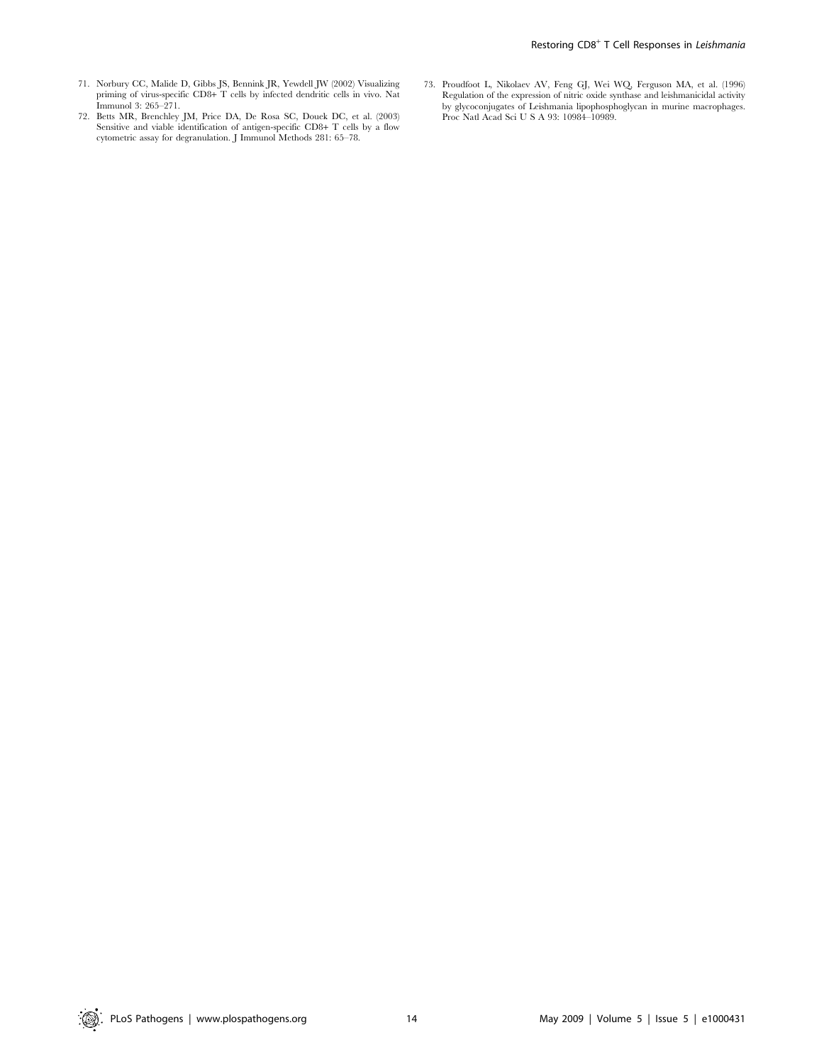71. Norbury CC, Malide D, Gibbs JS, Bennink JR, Yewdell JW (2002) Visualizing priming of virus-specific CD8+ T cells by infected dendritic cells in vivo. Nat Immunol 3: 265–271.
72. Betts MR, Brenchley JM, Price DA, De Rosa SC, Douek DC, et al. (2003) Sensitive and viable identification of antigen-specific CD8+ T cells by a flow cytometric assay for degranulation. J Immunol Methods 281: 65–78.
73. Proudfoot L, Nikolaev AV, Feng GJ, Wei WQ, Ferguson MA, et al. (1996) Regulation of the expression of nitric oxide synthase and leishmanicidal activity by glycoconjugates of Leishmania lipophosphoglycan in murine macrophages. Proc Natl Acad Sci U S A 93: 10984–10989.